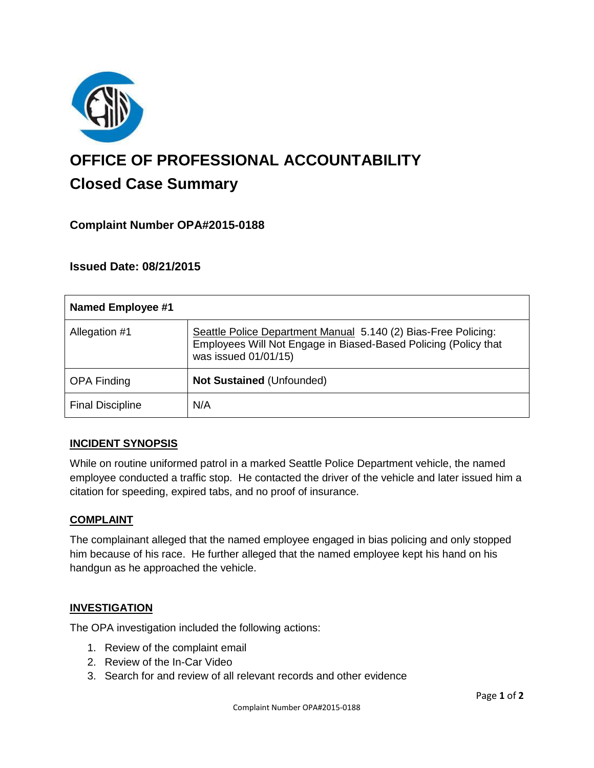# OFFICE OF PROFESSIONAL ACCOUNTABILITY

## Closed Case Summary

### Complaint Number OPA#2015-0188

### Issued Date: 08/21/2015

| Named Employee #1 | |
|---|---|
| Allegation #1 | Seattle Police Department Manual 5.140 (2) Bias-Free Policing: Employees Will Not Engage in Biased-Based Policing (Policy that was issued 01/01/15) |
| OPA Finding | **Not Sustained** (Unfounded) |
| Final Discipline | N/A |

## INCIDENT SYNOPSIS

While on routine uniformed patrol in a marked Seattle Police Department vehicle, the named employee conducted a traffic stop. He contacted the driver of the vehicle and later issued him a citation for speeding, expired tabs, and no proof of insurance.

## COMPLAINT

The complainant alleged that the named employee engaged in bias policing and only stopped him because of his race. He further alleged that the named employee kept his hand on his handgun as he approached the vehicle.

## INVESTIGATION

The OPA investigation included the following actions:

1. Review of the complaint email
2. Review of the In-Car Video
3. Search for and review of all relevant records and other evidence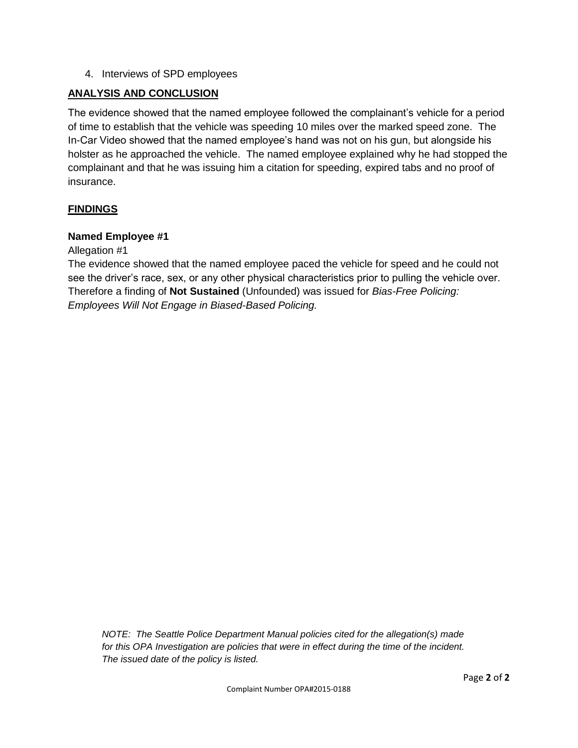4. Interviews of SPD employees

## ANALYSIS AND CONCLUSION

The evidence showed that the named employee followed the complainant's vehicle for a period of time to establish that the vehicle was speeding 10 miles over the marked speed zone. The In-Car Video showed that the named employee's hand was not on his gun, but alongside his holster as he approached the vehicle. The named employee explained why he had stopped the complainant and that he was issuing him a citation for speeding, expired tabs and no proof of insurance.

## FINDINGS

### Named Employee #1

Allegation #1

The evidence showed that the named employee paced the vehicle for speed and he could not see the driver's race, sex, or any other physical characteristics prior to pulling the vehicle over. Therefore a finding of **Not Sustained** (Unfounded) was issued for *Bias-Free Policing: Employees Will Not Engage in Biased-Based Policing.*

*NOTE: The Seattle Police Department Manual policies cited for the allegation(s) made for this OPA Investigation are policies that were in effect during the time of the incident. The issued date of the policy is listed.*

Complaint Number OPA#2015-0188